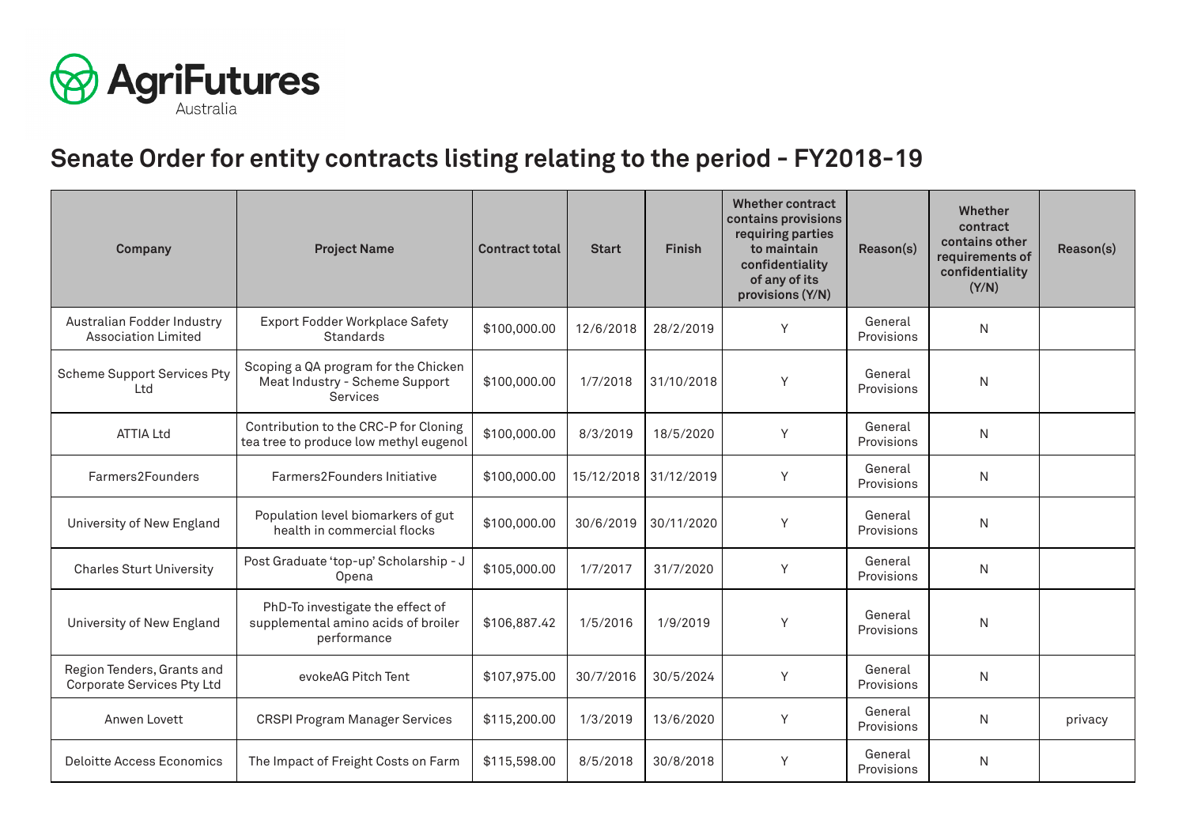# Senate Order for entity contracts listing relating to the period - FY2018-19

| Company | Project Name | Contract total | Start | Finish | Whether contract contains provisions requiring parties to maintain confidentiality of any of its provisions (Y/N) | Reason(s) | Whether contract contains other requirements of confidentiality (Y/N) | Reason(s) |
|---|---|---|---|---|---|---|---|---|
| Australian Fodder Industry Association Limited | Export Fodder Workplace Safety Standards | $100,000.00 | 12/6/2018 | 28/2/2019 | Y | General Provisions | N | |
| Scheme Support Services Pty Ltd | Scoping a QA program for the Chicken Meat Industry - Scheme Support Services | $100,000.00 | 1/7/2018 | 31/10/2018 | Y | General Provisions | N | |
| ATTIA Ltd | Contribution to the CRC-P for Cloning tea tree to produce low methyl eugenol | $100,000.00 | 8/3/2019 | 18/5/2020 | Y | General Provisions | N | |
| Farmers2Founders | Farmers2Founders Initiative | $100,000.00 | 15/12/2018 | 31/12/2019 | Y | General Provisions | N | |
| University of New England | Population level biomarkers of gut health in commercial flocks | $100,000.00 | 30/6/2019 | 30/11/2020 | Y | General Provisions | N | |
| Charles Sturt University | Post Graduate 'top-up' Scholarship - J Opena | $105,000.00 | 1/7/2017 | 31/7/2020 | Y | General Provisions | N | |
| University of New England | PhD-To investigate the effect of supplemental amino acids of broiler performance | $106,887.42 | 1/5/2016 | 1/9/2019 | Y | General Provisions | N | |
| Region Tenders, Grants and Corporate Services Pty Ltd | evokeAG Pitch Tent | $107,975.00 | 30/7/2016 | 30/5/2024 | Y | General Provisions | N | |
| Anwen Lovett | CRSPI Program Manager Services | $115,200.00 | 1/3/2019 | 13/6/2020 | Y | General Provisions | N | privacy |
| Deloitte Access Economics | The Impact of Freight Costs on Farm | $115,598.00 | 8/5/2018 | 30/8/2018 | Y | General Provisions | N | |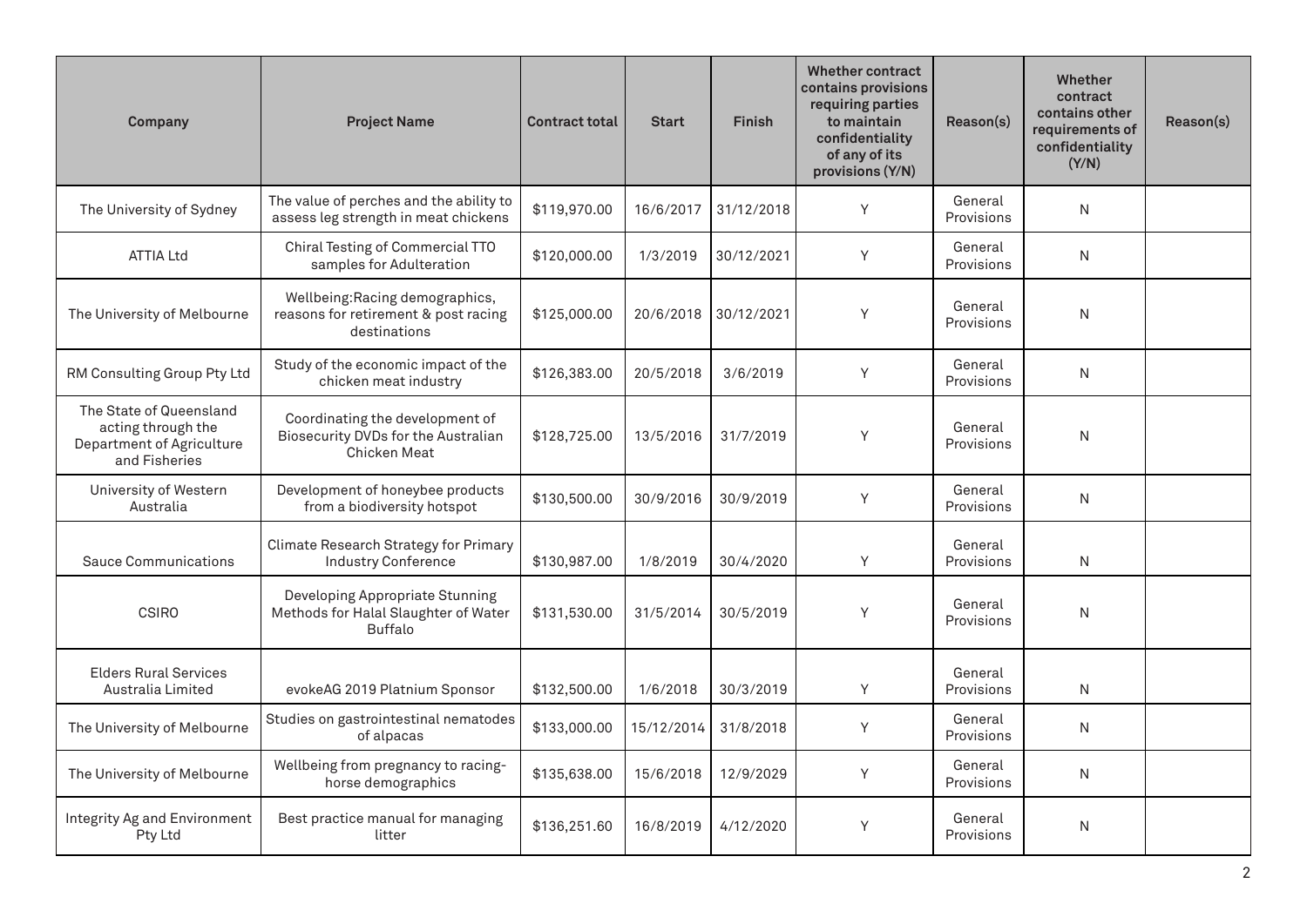| Company | Project Name | Contract total | Start | Finish | Whether contract contains provisions requiring parties to maintain confidentiality of any of its provisions (Y/N) | Reason(s) | Whether contract contains other requirements of confidentiality (Y/N) | Reason(s) |
|---|---|---|---|---|---|---|---|---|
| The University of Sydney | The value of perches and the ability to assess leg strength in meat chickens | $119,970.00 | 16/6/2017 | 31/12/2018 | Y | General Provisions | N | |
| ATTIA Ltd | Chiral Testing of Commercial TTO samples for Adulteration | $120,000.00 | 1/3/2019 | 30/12/2021 | Y | General Provisions | N | |
| The University of Melbourne | Wellbeing:Racing demographics, reasons for retirement & post racing destinations | $125,000.00 | 20/6/2018 | 30/12/2021 | Y | General Provisions | N | |
| RM Consulting Group Pty Ltd | Study of the economic impact of the chicken meat industry | $126,383.00 | 20/5/2018 | 3/6/2019 | Y | General Provisions | N | |
| The State of Queensland acting through the Department of Agriculture and Fisheries | Coordinating the development of Biosecurity DVDs for the Australian Chicken Meat | $128,725.00 | 13/5/2016 | 31/7/2019 | Y | General Provisions | N | |
| University of Western Australia | Development of honeybee products from a biodiversity hotspot | $130,500.00 | 30/9/2016 | 30/9/2019 | Y | General Provisions | N | |
| Sauce Communications | Climate Research Strategy for Primary Industry Conference | $130,987.00 | 1/8/2019 | 30/4/2020 | Y | General Provisions | N | |
| CSIRO | Developing Appropriate Stunning Methods for Halal Slaughter of Water Buffalo | $131,530.00 | 31/5/2014 | 30/5/2019 | Y | General Provisions | N | |
| Elders Rural Services Australia Limited | evokeAG 2019 Platnium Sponsor | $132,500.00 | 1/6/2018 | 30/3/2019 | Y | General Provisions | N | |
| The University of Melbourne | Studies on gastrointestinal nematodes of alpacas | $133,000.00 | 15/12/2014 | 31/8/2018 | Y | General Provisions | N | |
| The University of Melbourne | Wellbeing from pregnancy to racing-horse demographics | $135,638.00 | 15/6/2018 | 12/9/2029 | Y | General Provisions | N | |
| Integrity Ag and Environment Pty Ltd | Best practice manual for managing litter | $136,251.60 | 16/8/2019 | 4/12/2020 | Y | General Provisions | N | |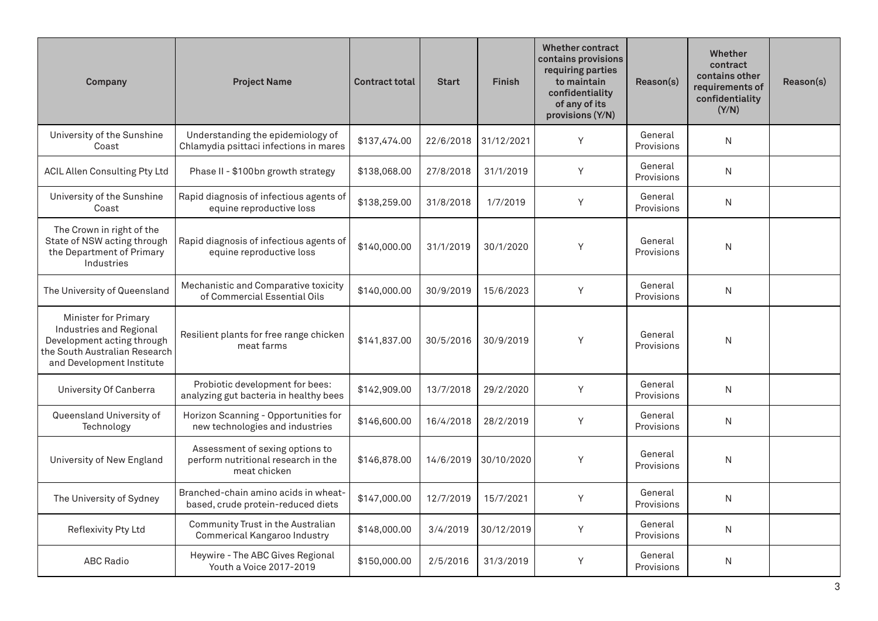| Company | Project Name | Contract total | Start | Finish | Whether contract contains provisions requiring parties to maintain confidentiality of any of its provisions (Y/N) | Reason(s) | Whether contract contains other requirements of confidentiality (Y/N) | Reason(s) |
|---|---|---|---|---|---|---|---|---|
| University of the Sunshine Coast | Understanding the epidemiology of Chlamydia psittaci infections in mares | $137,474.00 | 22/6/2018 | 31/12/2021 | Y | General Provisions | N | |
| ACIL Allen Consulting Pty Ltd | Phase II - $100bn growth strategy | $138,068.00 | 27/8/2018 | 31/1/2019 | Y | General Provisions | N | |
| University of the Sunshine Coast | Rapid diagnosis of infectious agents of equine reproductive loss | $138,259.00 | 31/8/2018 | 1/7/2019 | Y | General Provisions | N | |
| The Crown in right of the State of NSW acting through the Department of Primary Industries | Rapid diagnosis of infectious agents of equine reproductive loss | $140,000.00 | 31/1/2019 | 30/1/2020 | Y | General Provisions | N | |
| The University of Queensland | Mechanistic and Comparative toxicity of Commercial Essential Oils | $140,000.00 | 30/9/2019 | 15/6/2023 | Y | General Provisions | N | |
| Minister for Primary Industries and Regional Development acting through the South Australian Research and Development Institute | Resilient plants for free range chicken meat farms | $141,837.00 | 30/5/2016 | 30/9/2019 | Y | General Provisions | N | |
| University Of Canberra | Probiotic development for bees: analyzing gut bacteria in healthy bees | $142,909.00 | 13/7/2018 | 29/2/2020 | Y | General Provisions | N | |
| Queensland University of Technology | Horizon Scanning - Opportunities for new technologies and industries | $146,600.00 | 16/4/2018 | 28/2/2019 | Y | General Provisions | N | |
| University of New England | Assessment of sexing options to perform nutritional research in the meat chicken | $146,878.00 | 14/6/2019 | 30/10/2020 | Y | General Provisions | N | |
| The University of Sydney | Branched-chain amino acids in wheat-based, crude protein-reduced diets | $147,000.00 | 12/7/2019 | 15/7/2021 | Y | General Provisions | N | |
| Reflexivity Pty Ltd | Community Trust in the Australian Commerical Kangaroo Industry | $148,000.00 | 3/4/2019 | 30/12/2019 | Y | General Provisions | N | |
| ABC Radio | Heywire - The ABC Gives Regional Youth a Voice 2017-2019 | $150,000.00 | 2/5/2016 | 31/3/2019 | Y | General Provisions | N | |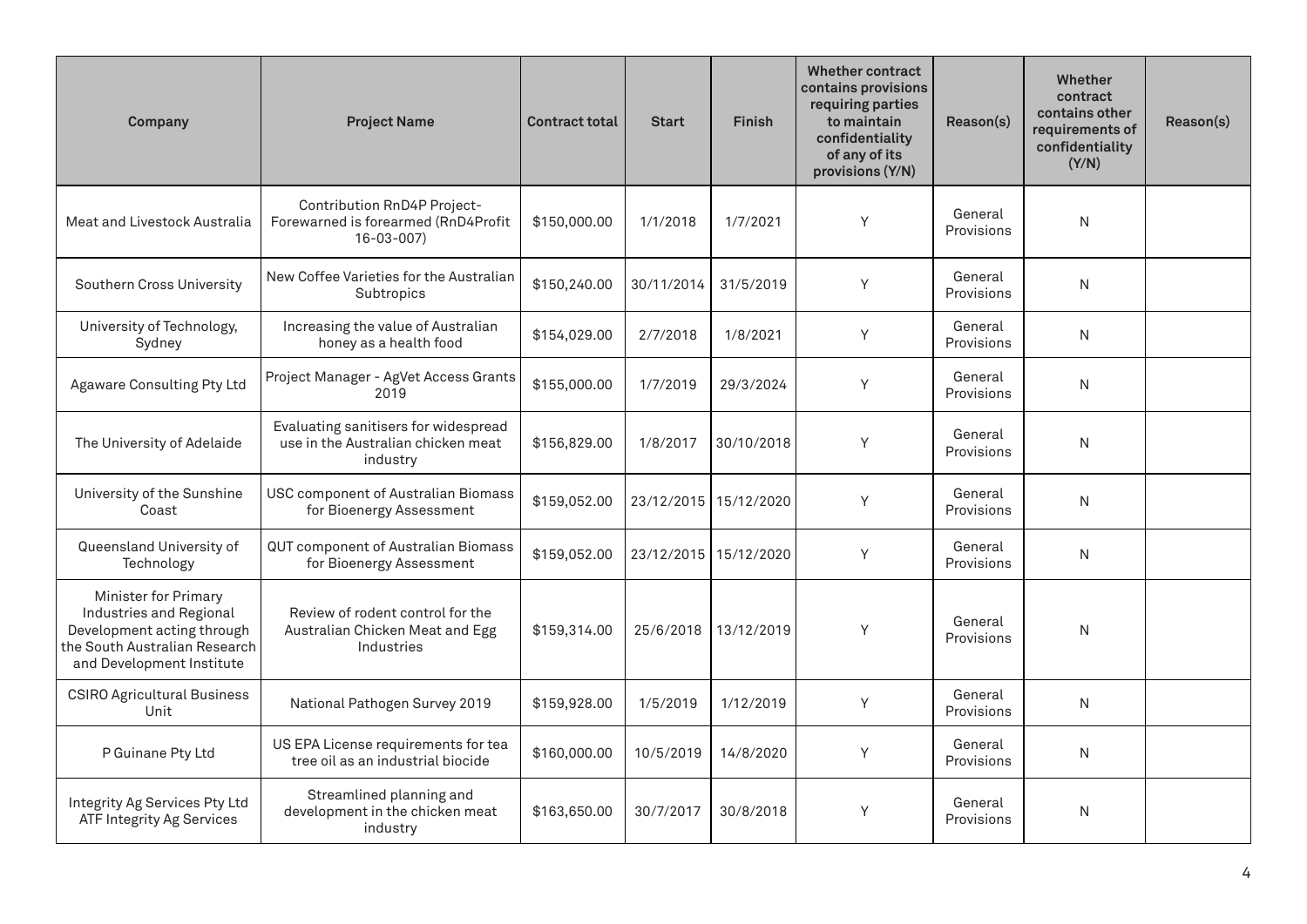| Company | Project Name | Contract total | Start | Finish | Whether contract contains provisions requiring parties to maintain confidentiality of any of its provisions (Y/N) | Reason(s) | Whether contract contains other requirements of confidentiality (Y/N) | Reason(s) |
|---|---|---|---|---|---|---|---|---|
| Meat and Livestock Australia | Contribution RnD4P Project- Forewarned is forearmed (RnD4Profit 16-03-007) | $150,000.00 | 1/1/2018 | 1/7/2021 | Y | General Provisions | N | |
| Southern Cross University | New Coffee Varieties for the Australian Subtropics | $150,240.00 | 30/11/2014 | 31/5/2019 | Y | General Provisions | N | |
| University of Technology, Sydney | Increasing the value of Australian honey as a health food | $154,029.00 | 2/7/2018 | 1/8/2021 | Y | General Provisions | N | |
| Agaware Consulting Pty Ltd | Project Manager - AgVet Access Grants 2019 | $155,000.00 | 1/7/2019 | 29/3/2024 | Y | General Provisions | N | |
| The University of Adelaide | Evaluating sanitisers for widespread use in the Australian chicken meat industry | $156,829.00 | 1/8/2017 | 30/10/2018 | Y | General Provisions | N | |
| University of the Sunshine Coast | USC component of Australian Biomass for Bioenergy Assessment | $159,052.00 | 23/12/2015 | 15/12/2020 | Y | General Provisions | N | |
| Queensland University of Technology | QUT component of Australian Biomass for Bioenergy Assessment | $159,052.00 | 23/12/2015 | 15/12/2020 | Y | General Provisions | N | |
| Minister for Primary Industries and Regional Development acting through the South Australian Research and Development Institute | Review of rodent control for the Australian Chicken Meat and Egg Industries | $159,314.00 | 25/6/2018 | 13/12/2019 | Y | General Provisions | N | |
| CSIRO Agricultural Business Unit | National Pathogen Survey 2019 | $159,928.00 | 1/5/2019 | 1/12/2019 | Y | General Provisions | N | |
| P Guinane Pty Ltd | US EPA License requirements for tea tree oil as an industrial biocide | $160,000.00 | 10/5/2019 | 14/8/2020 | Y | General Provisions | N | |
| Integrity Ag Services Pty Ltd ATF Integrity Ag Services | Streamlined planning and development in the chicken meat industry | $163,650.00 | 30/7/2017 | 30/8/2018 | Y | General Provisions | N | |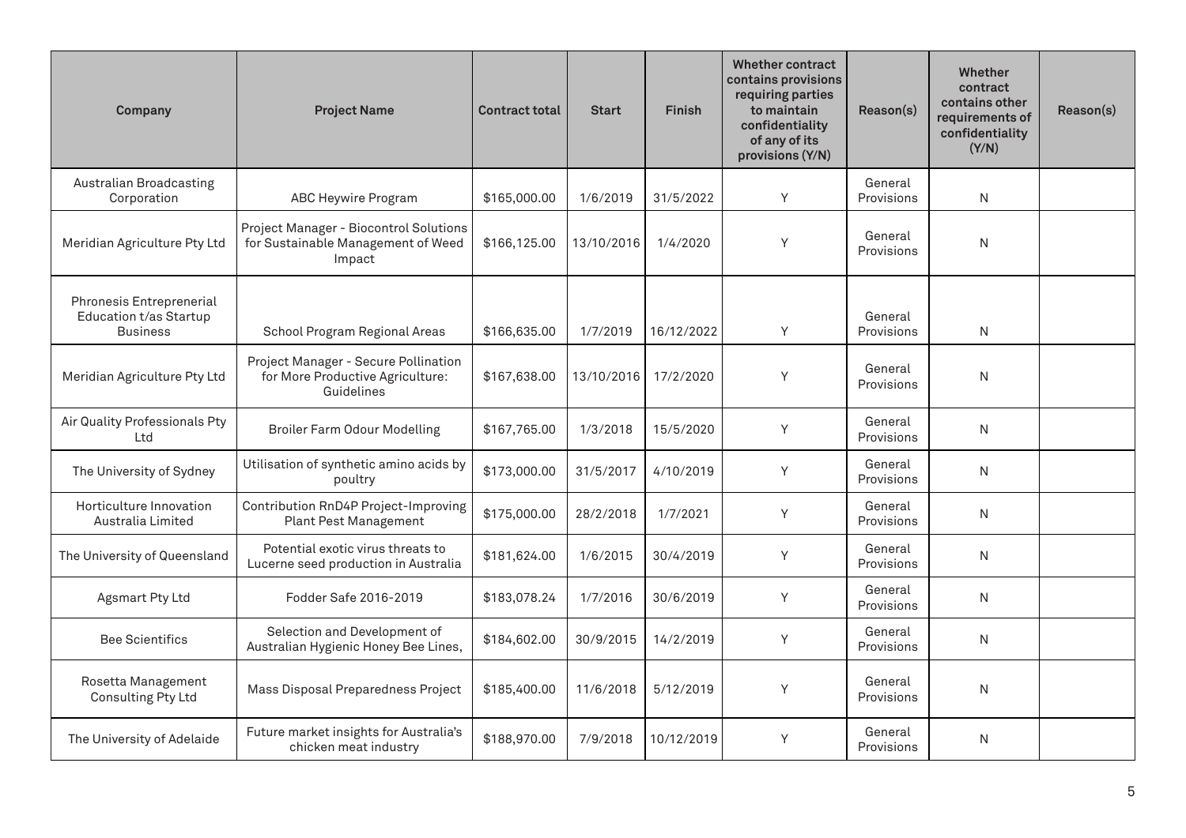| Company | Project Name | Contract total | Start | Finish | Whether contract contains provisions requiring parties to maintain confidentiality of any of its provisions (Y/N) | Reason(s) | Whether contract contains other requirements of confidentiality (Y/N) | Reason(s) |
|---|---|---|---|---|---|---|---|---|
| Australian Broadcasting Corporation | ABC Heywire Program | $165,000.00 | 1/6/2019 | 31/5/2022 | Y | General Provisions | N | |
| Meridian Agriculture Pty Ltd | Project Manager - Biocontrol Solutions for Sustainable Management of Weed Impact | $166,125.00 | 13/10/2016 | 1/4/2020 | Y | General Provisions | N | |
| Phronesis Entreprenerial Education t/as Startup Business | School Program Regional Areas | $166,635.00 | 1/7/2019 | 16/12/2022 | Y | General Provisions | N | |
| Meridian Agriculture Pty Ltd | Project Manager - Secure Pollination for More Productive Agriculture: Guidelines | $167,638.00 | 13/10/2016 | 17/2/2020 | Y | General Provisions | N | |
| Air Quality Professionals Pty Ltd | Broiler Farm Odour Modelling | $167,765.00 | 1/3/2018 | 15/5/2020 | Y | General Provisions | N | |
| The University of Sydney | Utilisation of synthetic amino acids by poultry | $173,000.00 | 31/5/2017 | 4/10/2019 | Y | General Provisions | N | |
| Horticulture Innovation Australia Limited | Contribution RnD4P Project-Improving Plant Pest Management | $175,000.00 | 28/2/2018 | 1/7/2021 | Y | General Provisions | N | |
| The University of Queensland | Potential exotic virus threats to Lucerne seed production in Australia | $181,624.00 | 1/6/2015 | 30/4/2019 | Y | General Provisions | N | |
| Agsmart Pty Ltd | Fodder Safe 2016-2019 | $183,078.24 | 1/7/2016 | 30/6/2019 | Y | General Provisions | N | |
| Bee Scientifics | Selection and Development of Australian Hygienic Honey Bee Lines, | $184,602.00 | 30/9/2015 | 14/2/2019 | Y | General Provisions | N | |
| Rosetta Management Consulting Pty Ltd | Mass Disposal Preparedness Project | $185,400.00 | 11/6/2018 | 5/12/2019 | Y | General Provisions | N | |
| The University of Adelaide | Future market insights for Australia's chicken meat industry | $188,970.00 | 7/9/2018 | 10/12/2019 | Y | General Provisions | N | |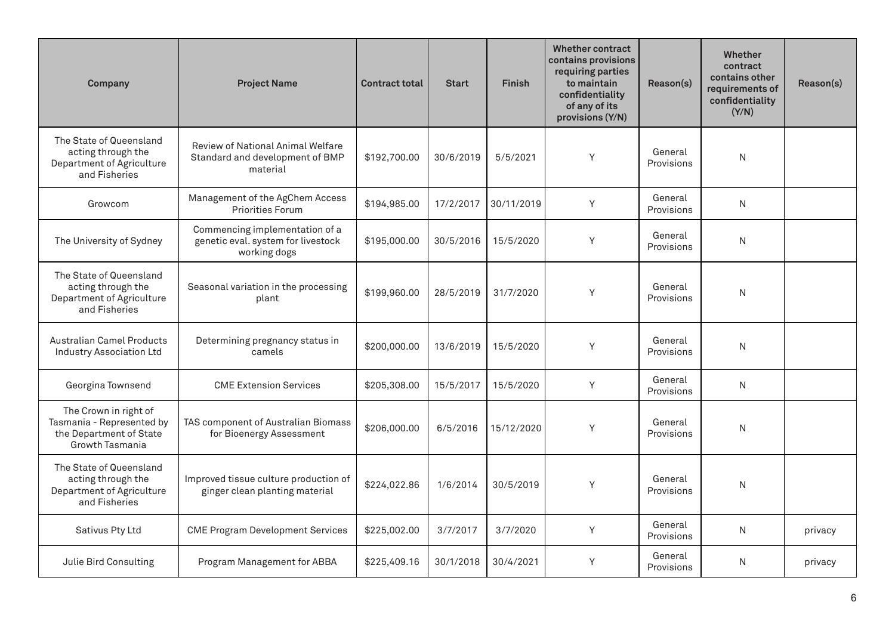| Company | Project Name | Contract total | Start | Finish | Whether contract contains provisions requiring parties to maintain confidentiality of any of its provisions (Y/N) | Reason(s) | Whether contract contains other requirements of confidentiality (Y/N) | Reason(s) |
|---|---|---|---|---|---|---|---|---|
| The State of Queensland acting through the Department of Agriculture and Fisheries | Review of National Animal Welfare Standard and development of BMP material | $192,700.00 | 30/6/2019 | 5/5/2021 | Y | General Provisions | N | |
| Growcom | Management of the AgChem Access Priorities Forum | $194,985.00 | 17/2/2017 | 30/11/2019 | Y | General Provisions | N | |
| The University of Sydney | Commencing implementation of a genetic eval. system for livestock working dogs | $195,000.00 | 30/5/2016 | 15/5/2020 | Y | General Provisions | N | |
| The State of Queensland acting through the Department of Agriculture and Fisheries | Seasonal variation in the processing plant | $199,960.00 | 28/5/2019 | 31/7/2020 | Y | General Provisions | N | |
| Australian Camel Products Industry Association Ltd | Determining pregnancy status in camels | $200,000.00 | 13/6/2019 | 15/5/2020 | Y | General Provisions | N | |
| Georgina Townsend | CME Extension Services | $205,308.00 | 15/5/2017 | 15/5/2020 | Y | General Provisions | N | |
| The Crown in right of Tasmania - Represented by the Department of State Growth Tasmania | TAS component of Australian Biomass for Bioenergy Assessment | $206,000.00 | 6/5/2016 | 15/12/2020 | Y | General Provisions | N | |
| The State of Queensland acting through the Department of Agriculture and Fisheries | Improved tissue culture production of ginger clean planting material | $224,022.86 | 1/6/2014 | 30/5/2019 | Y | General Provisions | N | |
| Sativus Pty Ltd | CME Program Development Services | $225,002.00 | 3/7/2017 | 3/7/2020 | Y | General Provisions | N | privacy |
| Julie Bird Consulting | Program Management for ABBA | $225,409.16 | 30/1/2018 | 30/4/2021 | Y | General Provisions | N | privacy |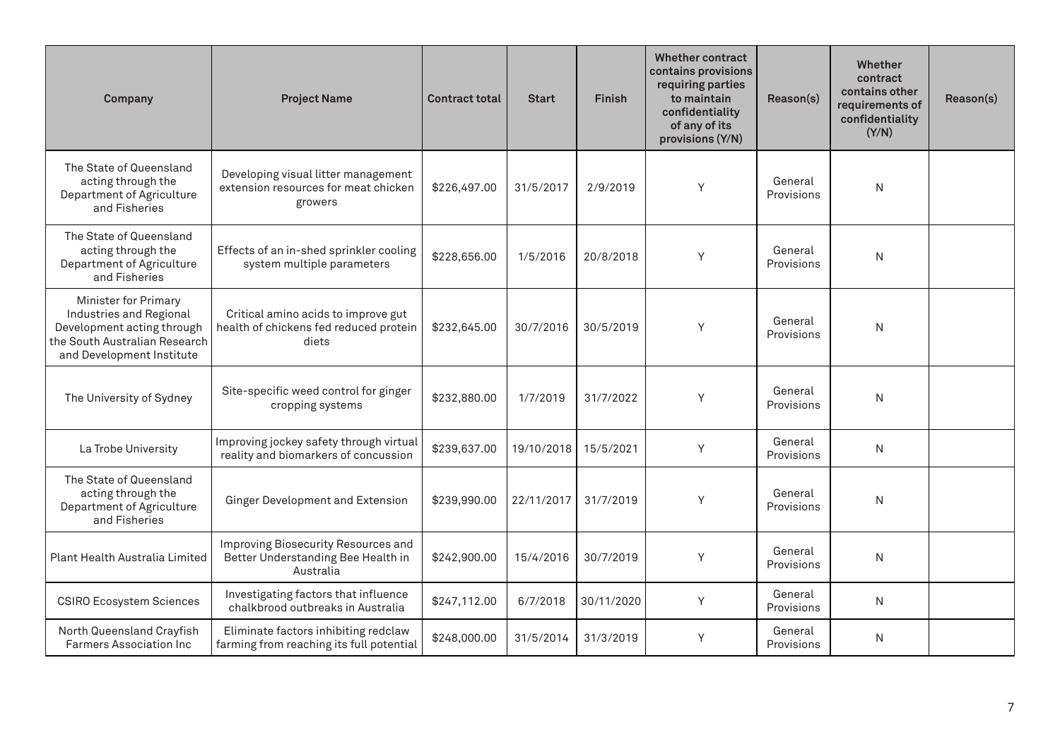| Company | Project Name | Contract total | Start | Finish | Whether contract contains provisions requiring parties to maintain confidentiality of any of its provisions (Y/N) | Reason(s) | Whether contract contains other requirements of confidentiality (Y/N) | Reason(s) |
|---|---|---|---|---|---|---|---|---|
| The State of Queensland acting through the Department of Agriculture and Fisheries | Developing visual litter management extension resources for meat chicken growers | $226,497.00 | 31/5/2017 | 2/9/2019 | Y | General Provisions | N | |
| The State of Queensland acting through the Department of Agriculture and Fisheries | Effects of an in-shed sprinkler cooling system multiple parameters | $228,656.00 | 1/5/2016 | 20/8/2018 | Y | General Provisions | N | |
| Minister for Primary Industries and Regional Development acting through the South Australian Research and Development Institute | Critical amino acids to improve gut health of chickens fed reduced protein diets | $232,645.00 | 30/7/2016 | 30/5/2019 | Y | General Provisions | N | |
| The University of Sydney | Site-specific weed control for ginger cropping systems | $232,880.00 | 1/7/2019 | 31/7/2022 | Y | General Provisions | N | |
| La Trobe University | Improving jockey safety through virtual reality and biomarkers of concussion | $239,637.00 | 19/10/2018 | 15/5/2021 | Y | General Provisions | N | |
| The State of Queensland acting through the Department of Agriculture and Fisheries | Ginger Development and Extension | $239,990.00 | 22/11/2017 | 31/7/2019 | Y | General Provisions | N | |
| Plant Health Australia Limited | Improving Biosecurity Resources and Better Understanding Bee Health in Australia | $242,900.00 | 15/4/2016 | 30/7/2019 | Y | General Provisions | N | |
| CSIRO Ecosystem Sciences | Investigating factors that influence chalkbrood outbreaks in Australia | $247,112.00 | 6/7/2018 | 30/11/2020 | Y | General Provisions | N | |
| North Queensland Crayfish Farmers Association Inc | Eliminate factors inhibiting redclaw farming from reaching its full potential | $248,000.00 | 31/5/2014 | 31/3/2019 | Y | General Provisions | N | |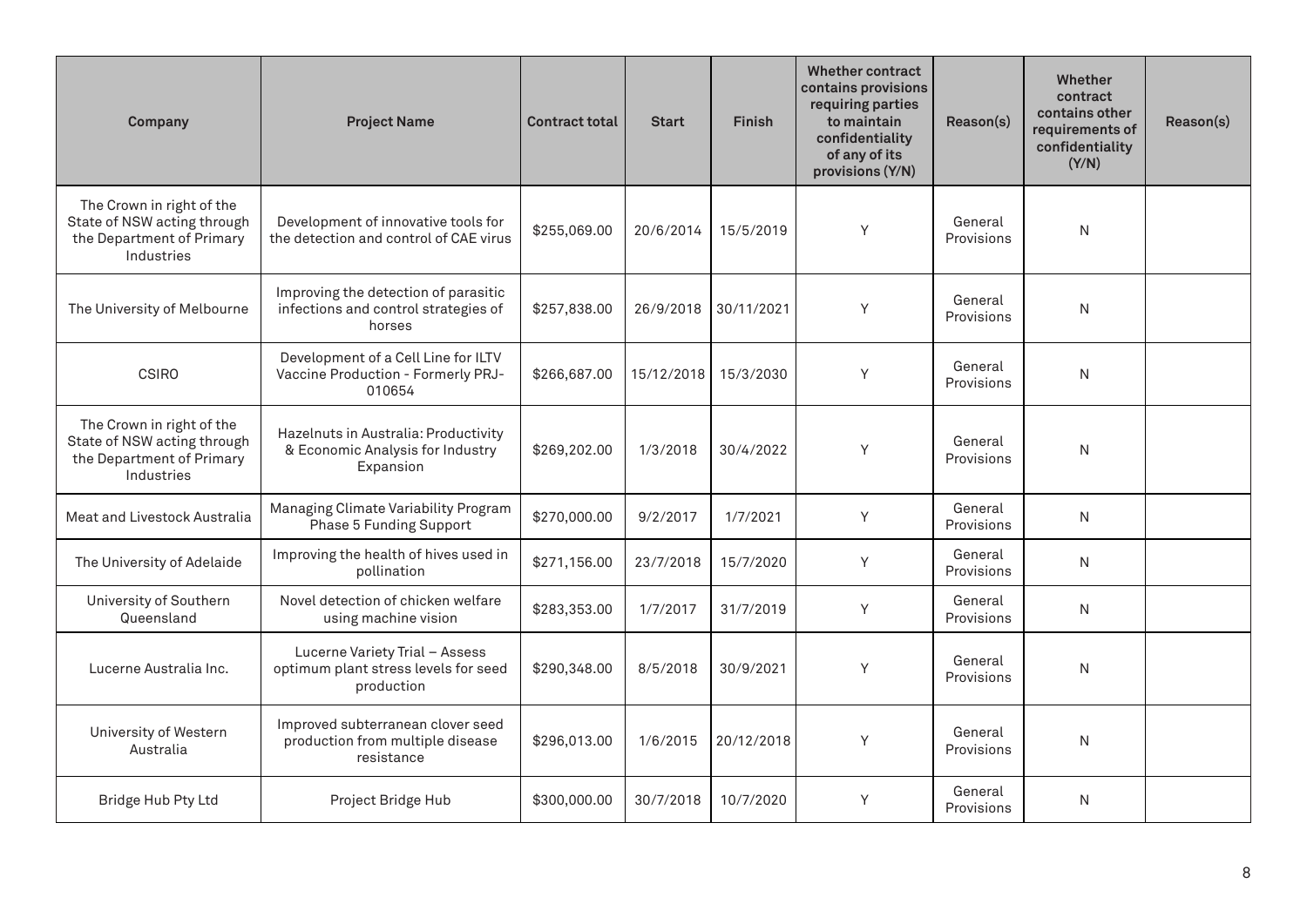| Company | Project Name | Contract total | Start | Finish | Whether contract contains provisions requiring parties to maintain confidentiality of any of its provisions (Y/N) | Reason(s) | Whether contract contains other requirements of confidentiality (Y/N) | Reason(s) |
|---|---|---|---|---|---|---|---|---|
| The Crown in right of the State of NSW acting through the Department of Primary Industries | Development of innovative tools for the detection and control of CAE virus | $255,069.00 | 20/6/2014 | 15/5/2019 | Y | General Provisions | N | |
| The University of Melbourne | Improving the detection of parasitic infections and control strategies of horses | $257,838.00 | 26/9/2018 | 30/11/2021 | Y | General Provisions | N | |
| CSIRO | Development of a Cell Line for ILTV Vaccine Production - Formerly PRJ-010654 | $266,687.00 | 15/12/2018 | 15/3/2030 | Y | General Provisions | N | |
| The Crown in right of the State of NSW acting through the Department of Primary Industries | Hazelnuts in Australia: Productivity & Economic Analysis for Industry Expansion | $269,202.00 | 1/3/2018 | 30/4/2022 | Y | General Provisions | N | |
| Meat and Livestock Australia | Managing Climate Variability Program Phase 5 Funding Support | $270,000.00 | 9/2/2017 | 1/7/2021 | Y | General Provisions | N | |
| The University of Adelaide | Improving the health of hives used in pollination | $271,156.00 | 23/7/2018 | 15/7/2020 | Y | General Provisions | N | |
| University of Southern Queensland | Novel detection of chicken welfare using machine vision | $283,353.00 | 1/7/2017 | 31/7/2019 | Y | General Provisions | N | |
| Lucerne Australia Inc. | Lucerne Variety Trial – Assess optimum plant stress levels for seed production | $290,348.00 | 8/5/2018 | 30/9/2021 | Y | General Provisions | N | |
| University of Western Australia | Improved subterranean clover seed production from multiple disease resistance | $296,013.00 | 1/6/2015 | 20/12/2018 | Y | General Provisions | N | |
| Bridge Hub Pty Ltd | Project Bridge Hub | $300,000.00 | 30/7/2018 | 10/7/2020 | Y | General Provisions | N | |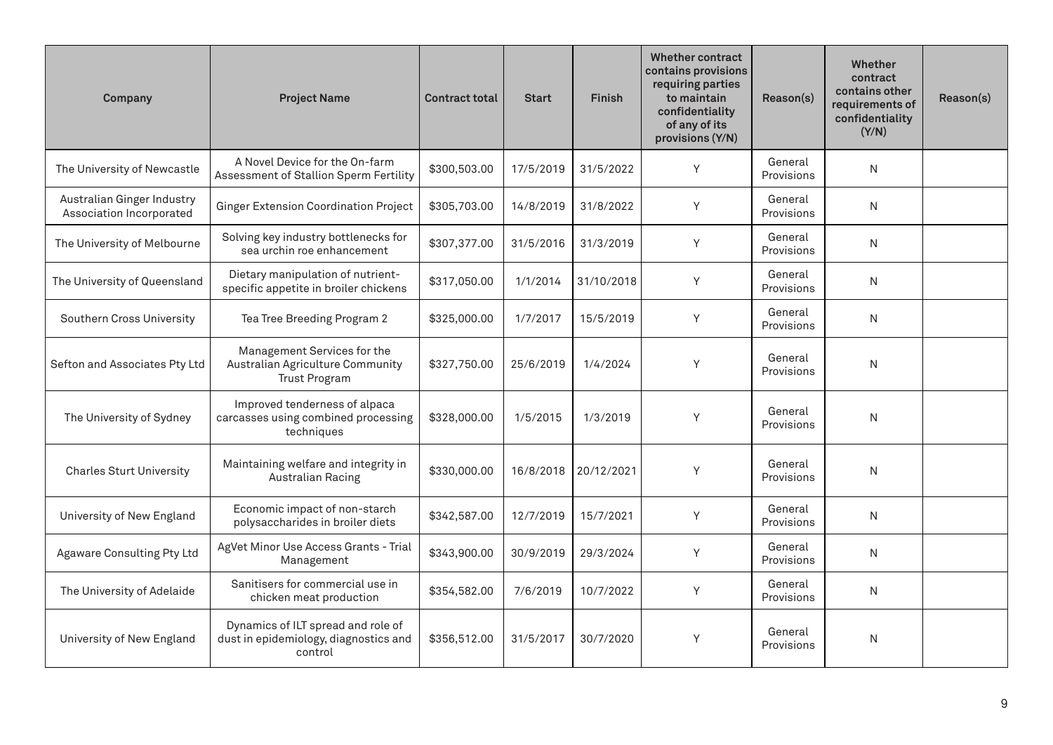| Company | Project Name | Contract total | Start | Finish | Whether contract contains provisions requiring parties to maintain confidentiality of any of its provisions (Y/N) | Reason(s) | Whether contract contains other requirements of confidentiality (Y/N) | Reason(s) |
|---|---|---|---|---|---|---|---|---|
| The University of Newcastle | A Novel Device for the On-farm Assessment of Stallion Sperm Fertility | $300,503.00 | 17/5/2019 | 31/5/2022 | Y | General Provisions | N | |
| Australian Ginger Industry Association Incorporated | Ginger Extension Coordination Project | $305,703.00 | 14/8/2019 | 31/8/2022 | Y | General Provisions | N | |
| The University of Melbourne | Solving key industry bottlenecks for sea urchin roe enhancement | $307,377.00 | 31/5/2016 | 31/3/2019 | Y | General Provisions | N | |
| The University of Queensland | Dietary manipulation of nutrient-specific appetite in broiler chickens | $317,050.00 | 1/1/2014 | 31/10/2018 | Y | General Provisions | N | |
| Southern Cross University | Tea Tree Breeding Program 2 | $325,000.00 | 1/7/2017 | 15/5/2019 | Y | General Provisions | N | |
| Sefton and Associates Pty Ltd | Management Services for the Australian Agriculture Community Trust Program | $327,750.00 | 25/6/2019 | 1/4/2024 | Y | General Provisions | N | |
| The University of Sydney | Improved tenderness of alpaca carcasses using combined processing techniques | $328,000.00 | 1/5/2015 | 1/3/2019 | Y | General Provisions | N | |
| Charles Sturt University | Maintaining welfare and integrity in Australian Racing | $330,000.00 | 16/8/2018 | 20/12/2021 | Y | General Provisions | N | |
| University of New England | Economic impact of non-starch polysaccharides in broiler diets | $342,587.00 | 12/7/2019 | 15/7/2021 | Y | General Provisions | N | |
| Agaware Consulting Pty Ltd | AgVet Minor Use Access Grants - Trial Management | $343,900.00 | 30/9/2019 | 29/3/2024 | Y | General Provisions | N | |
| The University of Adelaide | Sanitisers for commercial use in chicken meat production | $354,582.00 | 7/6/2019 | 10/7/2022 | Y | General Provisions | N | |
| University of New England | Dynamics of ILT spread and role of dust in epidemiology, diagnostics and control | $356,512.00 | 31/5/2017 | 30/7/2020 | Y | General Provisions | N | |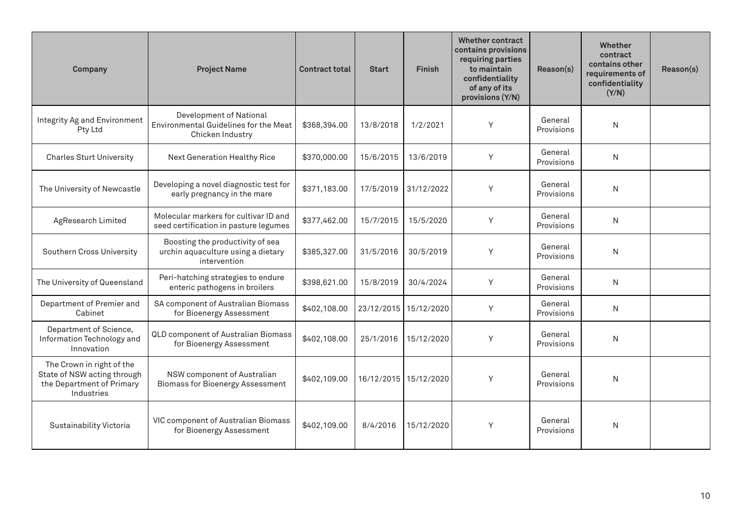| Company | Project Name | Contract total | Start | Finish | Whether contract contains provisions requiring parties to maintain confidentiality of any of its provisions (Y/N) | Reason(s) | Whether contract contains other requirements of confidentiality (Y/N) | Reason(s) |
|---|---|---|---|---|---|---|---|---|
| Integrity Ag and Environment Pty Ltd | Development of National Environmental Guidelines for the Meat Chicken Industry | $368,394.00 | 13/8/2018 | 1/2/2021 | Y | General Provisions | N | |
| Charles Sturt University | Next Generation Healthy Rice | $370,000.00 | 15/6/2015 | 13/6/2019 | Y | General Provisions | N | |
| The University of Newcastle | Developing a novel diagnostic test for early pregnancy in the mare | $371,183.00 | 17/5/2019 | 31/12/2022 | Y | General Provisions | N | |
| AgResearch Limited | Molecular markers for cultivar ID and seed certification in pasture legumes | $377,462.00 | 15/7/2015 | 15/5/2020 | Y | General Provisions | N | |
| Southern Cross University | Boosting the productivity of sea urchin aquaculture using a dietary intervention | $385,327.00 | 31/5/2016 | 30/5/2019 | Y | General Provisions | N | |
| The University of Queensland | Peri-hatching strategies to endure enteric pathogens in broilers | $398,621.00 | 15/8/2019 | 30/4/2024 | Y | General Provisions | N | |
| Department of Premier and Cabinet | SA component of Australian Biomass for Bioenergy Assessment | $402,108.00 | 23/12/2015 | 15/12/2020 | Y | General Provisions | N | |
| Department of Science, Information Technology and Innovation | QLD component of Australian Biomass for Bioenergy Assessment | $402,108.00 | 25/1/2016 | 15/12/2020 | Y | General Provisions | N | |
| The Crown in right of the State of NSW acting through the Department of Primary Industries | NSW component of Australian Biomass for Bioenergy Assessment | $402,109.00 | 16/12/2015 | 15/12/2020 | Y | General Provisions | N | |
| Sustainability Victoria | VIC component of Australian Biomass for Bioenergy Assessment | $402,109.00 | 8/4/2016 | 15/12/2020 | Y | General Provisions | N | |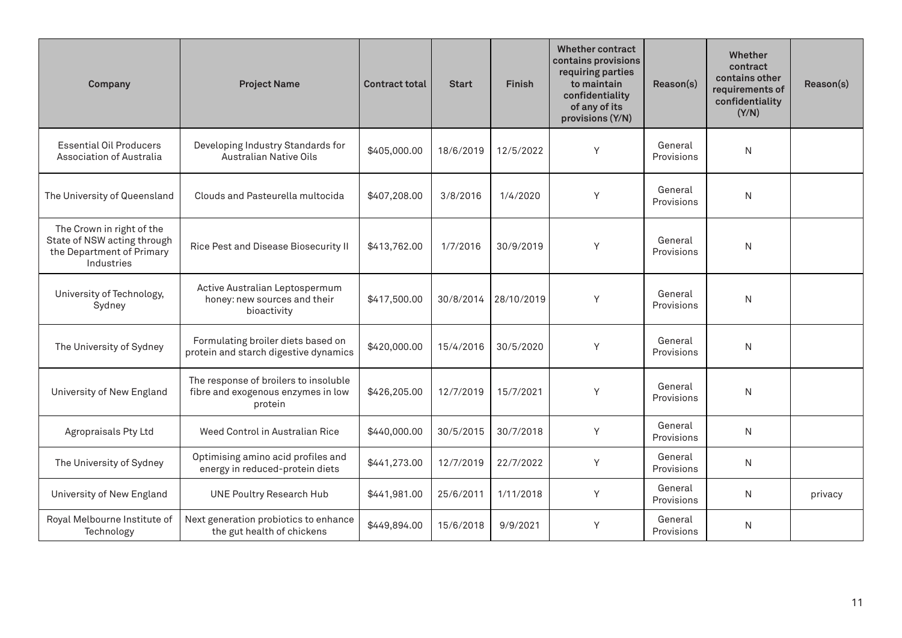| Company | Project Name | Contract total | Start | Finish | Whether contract contains provisions requiring parties to maintain confidentiality of any of its provisions (Y/N) | Reason(s) | Whether contract contains other requirements of confidentiality (Y/N) | Reason(s) |
|---|---|---|---|---|---|---|---|---|
| Essential Oil Producers Association of Australia | Developing Industry Standards for Australian Native Oils | $405,000.00 | 18/6/2019 | 12/5/2022 | Y | General Provisions | N | |
| The University of Queensland | Clouds and Pasteurella multocida | $407,208.00 | 3/8/2016 | 1/4/2020 | Y | General Provisions | N | |
| The Crown in right of the State of NSW acting through the Department of Primary Industries | Rice Pest and Disease Biosecurity II | $413,762.00 | 1/7/2016 | 30/9/2019 | Y | General Provisions | N | |
| University of Technology, Sydney | Active Australian Leptospermum honey: new sources and their bioactivity | $417,500.00 | 30/8/2014 | 28/10/2019 | Y | General Provisions | N | |
| The University of Sydney | Formulating broiler diets based on protein and starch digestive dynamics | $420,000.00 | 15/4/2016 | 30/5/2020 | Y | General Provisions | N | |
| University of New England | The response of broilers to insoluble fibre and exogenous enzymes in low protein | $426,205.00 | 12/7/2019 | 15/7/2021 | Y | General Provisions | N | |
| Agropraisals Pty Ltd | Weed Control in Australian Rice | $440,000.00 | 30/5/2015 | 30/7/2018 | Y | General Provisions | N | |
| The University of Sydney | Optimising amino acid profiles and energy in reduced-protein diets | $441,273.00 | 12/7/2019 | 22/7/2022 | Y | General Provisions | N | |
| University of New England | UNE Poultry Research Hub | $441,981.00 | 25/6/2011 | 1/11/2018 | Y | General Provisions | N | privacy |
| Royal Melbourne Institute of Technology | Next generation probiotics to enhance the gut health of chickens | $449,894.00 | 15/6/2018 | 9/9/2021 | Y | General Provisions | N | |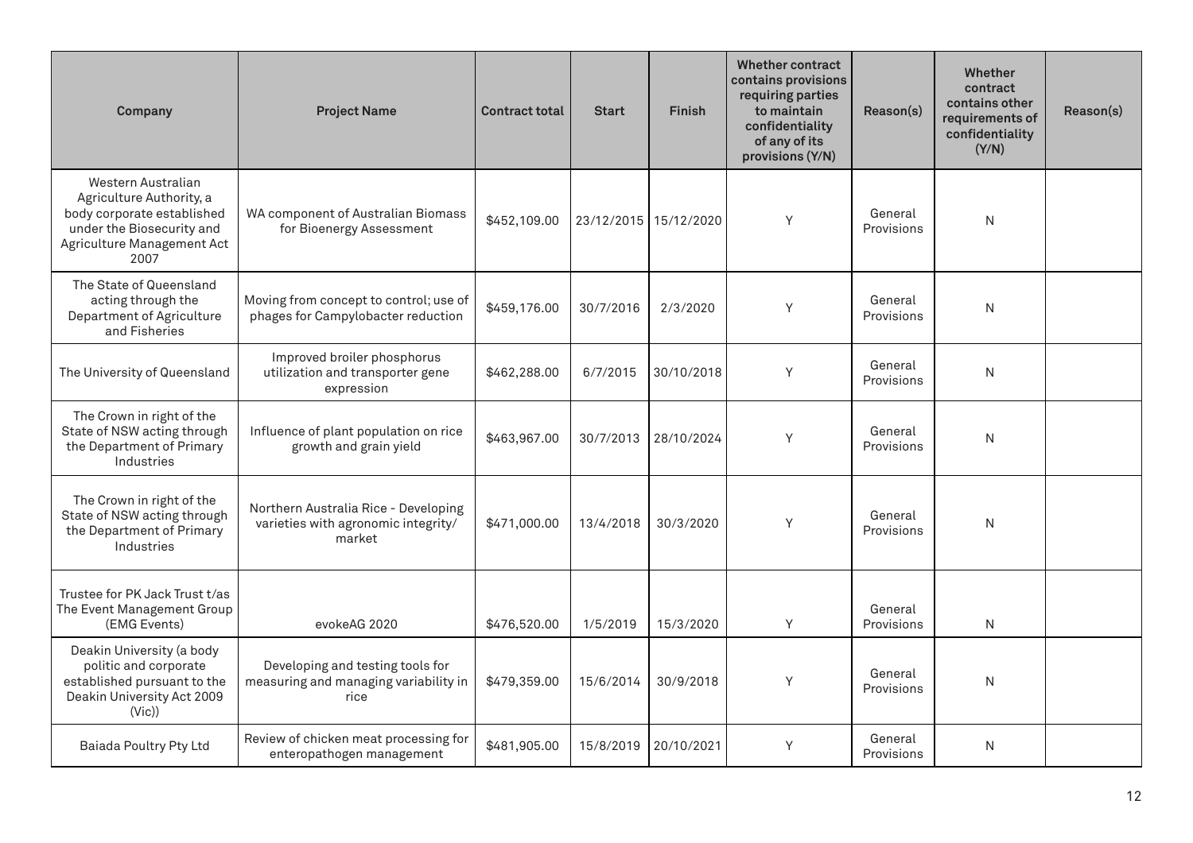| Company | Project Name | Contract total | Start | Finish | Whether contract contains provisions requiring parties to maintain confidentiality of any of its provisions (Y/N) | Reason(s) | Whether contract contains other requirements of confidentiality (Y/N) | Reason(s) |
|---|---|---|---|---|---|---|---|---|
| Western Australian Agriculture Authority, a body corporate established under the Biosecurity and Agriculture Management Act 2007 | WA component of Australian Biomass for Bioenergy Assessment | $452,109.00 | 23/12/2015 | 15/12/2020 | Y | General Provisions | N | |
| The State of Queensland acting through the Department of Agriculture and Fisheries | Moving from concept to control; use of phages for Campylobacter reduction | $459,176.00 | 30/7/2016 | 2/3/2020 | Y | General Provisions | N | |
| The University of Queensland | Improved broiler phosphorus utilization and transporter gene expression | $462,288.00 | 6/7/2015 | 30/10/2018 | Y | General Provisions | N | |
| The Crown in right of the State of NSW acting through the Department of Primary Industries | Influence of plant population on rice growth and grain yield | $463,967.00 | 30/7/2013 | 28/10/2024 | Y | General Provisions | N | |
| The Crown in right of the State of NSW acting through the Department of Primary Industries | Northern Australia Rice - Developing varieties with agronomic integrity/ market | $471,000.00 | 13/4/2018 | 30/3/2020 | Y | General Provisions | N | |
| Trustee for PK Jack Trust t/as The Event Management Group (EMG Events) | evokeAG 2020 | $476,520.00 | 1/5/2019 | 15/3/2020 | Y | General Provisions | N | |
| Deakin University (a body politic and corporate established pursuant to the Deakin University Act 2009 (Vic)) | Developing and testing tools for measuring and managing variability in rice | $479,359.00 | 15/6/2014 | 30/9/2018 | Y | General Provisions | N | |
| Baiada Poultry Pty Ltd | Review of chicken meat processing for enteropathogen management | $481,905.00 | 15/8/2019 | 20/10/2021 | Y | General Provisions | N | |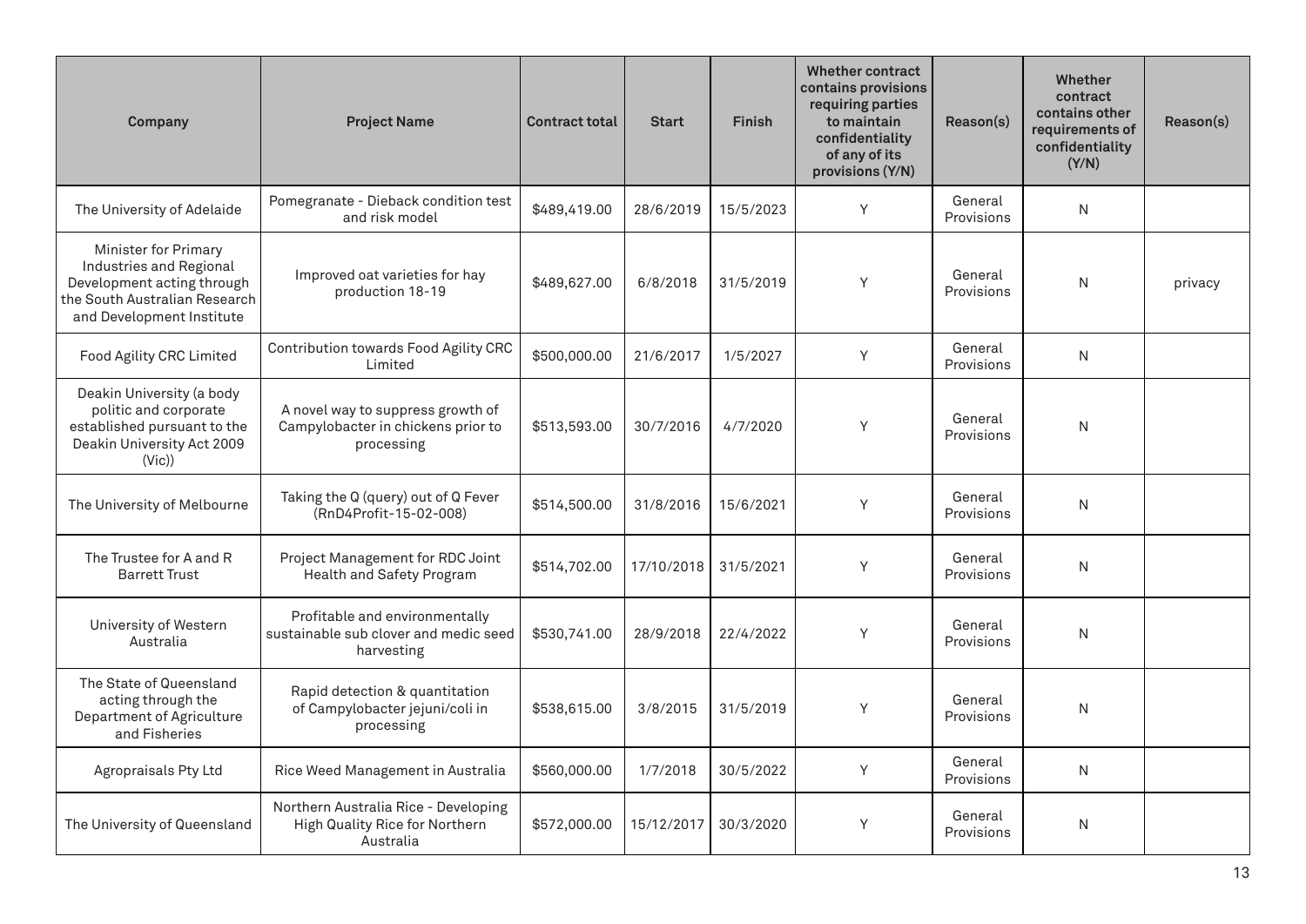| Company | Project Name | Contract total | Start | Finish | Whether contract contains provisions requiring parties to maintain confidentiality of any of its provisions (Y/N) | Reason(s) | Whether contract contains other requirements of confidentiality (Y/N) | Reason(s) |
|---|---|---|---|---|---|---|---|---|
| The University of Adelaide | Pomegranate - Dieback condition test and risk model | $489,419.00 | 28/6/2019 | 15/5/2023 | Y | General Provisions | N | |
| Minister for Primary Industries and Regional Development acting through the South Australian Research and Development Institute | Improved oat varieties for hay production 18-19 | $489,627.00 | 6/8/2018 | 31/5/2019 | Y | General Provisions | N | privacy |
| Food Agility CRC Limited | Contribution towards Food Agility CRC Limited | $500,000.00 | 21/6/2017 | 1/5/2027 | Y | General Provisions | N | |
| Deakin University (a body politic and corporate established pursuant to the Deakin University Act 2009 (Vic)) | A novel way to suppress growth of Campylobacter in chickens prior to processing | $513,593.00 | 30/7/2016 | 4/7/2020 | Y | General Provisions | N | |
| The University of Melbourne | Taking the Q (query) out of Q Fever (RnD4Profit-15-02-008) | $514,500.00 | 31/8/2016 | 15/6/2021 | Y | General Provisions | N | |
| The Trustee for A and R Barrett Trust | Project Management for RDC Joint Health and Safety Program | $514,702.00 | 17/10/2018 | 31/5/2021 | Y | General Provisions | N | |
| University of Western Australia | Profitable and environmentally sustainable sub clover and medic seed harvesting | $530,741.00 | 28/9/2018 | 22/4/2022 | Y | General Provisions | N | |
| The State of Queensland acting through the Department of Agriculture and Fisheries | Rapid detection & quantitation of Campylobacter jejuni/coli in processing | $538,615.00 | 3/8/2015 | 31/5/2019 | Y | General Provisions | N | |
| Agropraisals Pty Ltd | Rice Weed Management in Australia | $560,000.00 | 1/7/2018 | 30/5/2022 | Y | General Provisions | N | |
| The University of Queensland | Northern Australia Rice - Developing High Quality Rice for Northern Australia | $572,000.00 | 15/12/2017 | 30/3/2020 | Y | General Provisions | N | |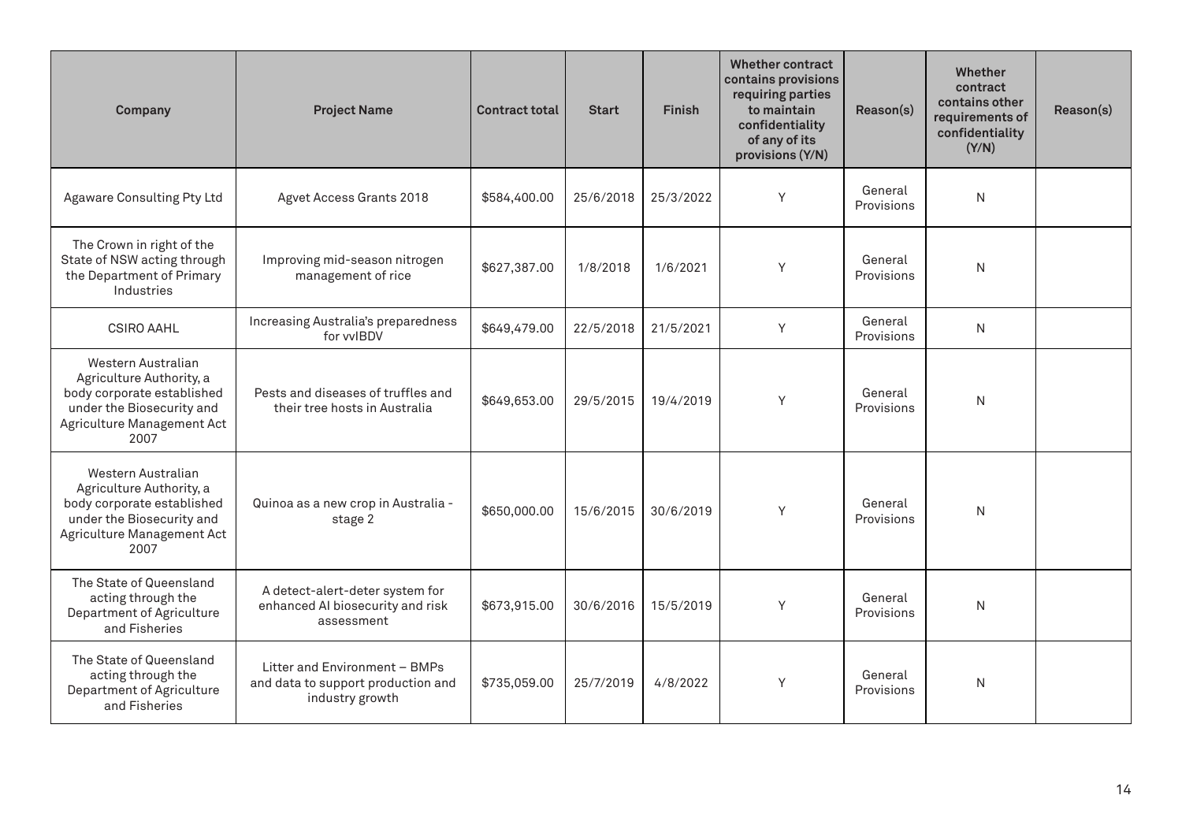| Company | Project Name | Contract total | Start | Finish | Whether contract contains provisions requiring parties to maintain confidentiality of any of its provisions (Y/N) | Reason(s) | Whether contract contains other requirements of confidentiality (Y/N) | Reason(s) |
|---|---|---|---|---|---|---|---|---|
| Agaware Consulting Pty Ltd | Agvet Access Grants 2018 | $584,400.00 | 25/6/2018 | 25/3/2022 | Y | General Provisions | N | |
| The Crown in right of the State of NSW acting through the Department of Primary Industries | Improving mid-season nitrogen management of rice | $627,387.00 | 1/8/2018 | 1/6/2021 | Y | General Provisions | N | |
| CSIRO AAHL | Increasing Australia's preparedness for vvIBDV | $649,479.00 | 22/5/2018 | 21/5/2021 | Y | General Provisions | N | |
| Western Australian Agriculture Authority, a body corporate established under the Biosecurity and Agriculture Management Act 2007 | Pests and diseases of truffles and their tree hosts in Australia | $649,653.00 | 29/5/2015 | 19/4/2019 | Y | General Provisions | N | |
| Western Australian Agriculture Authority, a body corporate established under the Biosecurity and Agriculture Management Act 2007 | Quinoa as a new crop in Australia - stage 2 | $650,000.00 | 15/6/2015 | 30/6/2019 | Y | General Provisions | N | |
| The State of Queensland acting through the Department of Agriculture and Fisheries | A detect-alert-deter system for enhanced AI biosecurity and risk assessment | $673,915.00 | 30/6/2016 | 15/5/2019 | Y | General Provisions | N | |
| The State of Queensland acting through the Department of Agriculture and Fisheries | Litter and Environment – BMPs and data to support production and industry growth | $735,059.00 | 25/7/2019 | 4/8/2022 | Y | General Provisions | N | |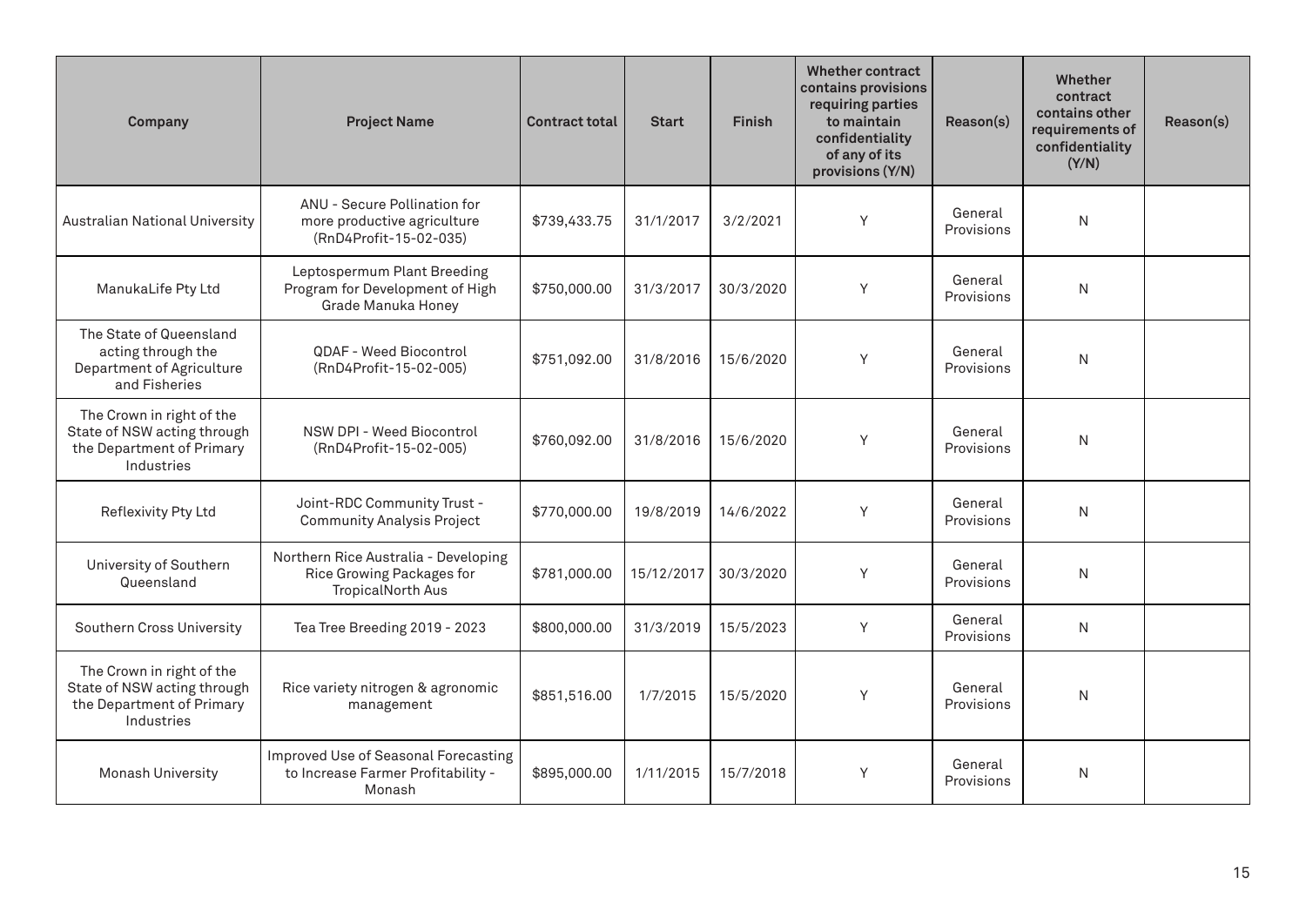| Company | Project Name | Contract total | Start | Finish | Whether contract contains provisions requiring parties to maintain confidentiality of any of its provisions (Y/N) | Reason(s) | Whether contract contains other requirements of confidentiality (Y/N) | Reason(s) |
|---|---|---|---|---|---|---|---|---|
| Australian National University | ANU - Secure Pollination for more productive agriculture (RnD4Profit-15-02-035) | $739,433.75 | 31/1/2017 | 3/2/2021 | Y | General Provisions | N | |
| ManukaLife Pty Ltd | Leptospermum Plant Breeding Program for Development of High Grade Manuka Honey | $750,000.00 | 31/3/2017 | 30/3/2020 | Y | General Provisions | N | |
| The State of Queensland acting through the Department of Agriculture and Fisheries | QDAF - Weed Biocontrol (RnD4Profit-15-02-005) | $751,092.00 | 31/8/2016 | 15/6/2020 | Y | General Provisions | N | |
| The Crown in right of the State of NSW acting through the Department of Primary Industries | NSW DPI - Weed Biocontrol (RnD4Profit-15-02-005) | $760,092.00 | 31/8/2016 | 15/6/2020 | Y | General Provisions | N | |
| Reflexivity Pty Ltd | Joint-RDC Community Trust - Community Analysis Project | $770,000.00 | 19/8/2019 | 14/6/2022 | Y | General Provisions | N | |
| University of Southern Queensland | Northern Rice Australia - Developing Rice Growing Packages for TropicalNorth Aus | $781,000.00 | 15/12/2017 | 30/3/2020 | Y | General Provisions | N | |
| Southern Cross University | Tea Tree Breeding 2019 - 2023 | $800,000.00 | 31/3/2019 | 15/5/2023 | Y | General Provisions | N | |
| The Crown in right of the State of NSW acting through the Department of Primary Industries | Rice variety nitrogen & agronomic management | $851,516.00 | 1/7/2015 | 15/5/2020 | Y | General Provisions | N | |
| Monash University | Improved Use of Seasonal Forecasting to Increase Farmer Profitability - Monash | $895,000.00 | 1/11/2015 | 15/7/2018 | Y | General Provisions | N | |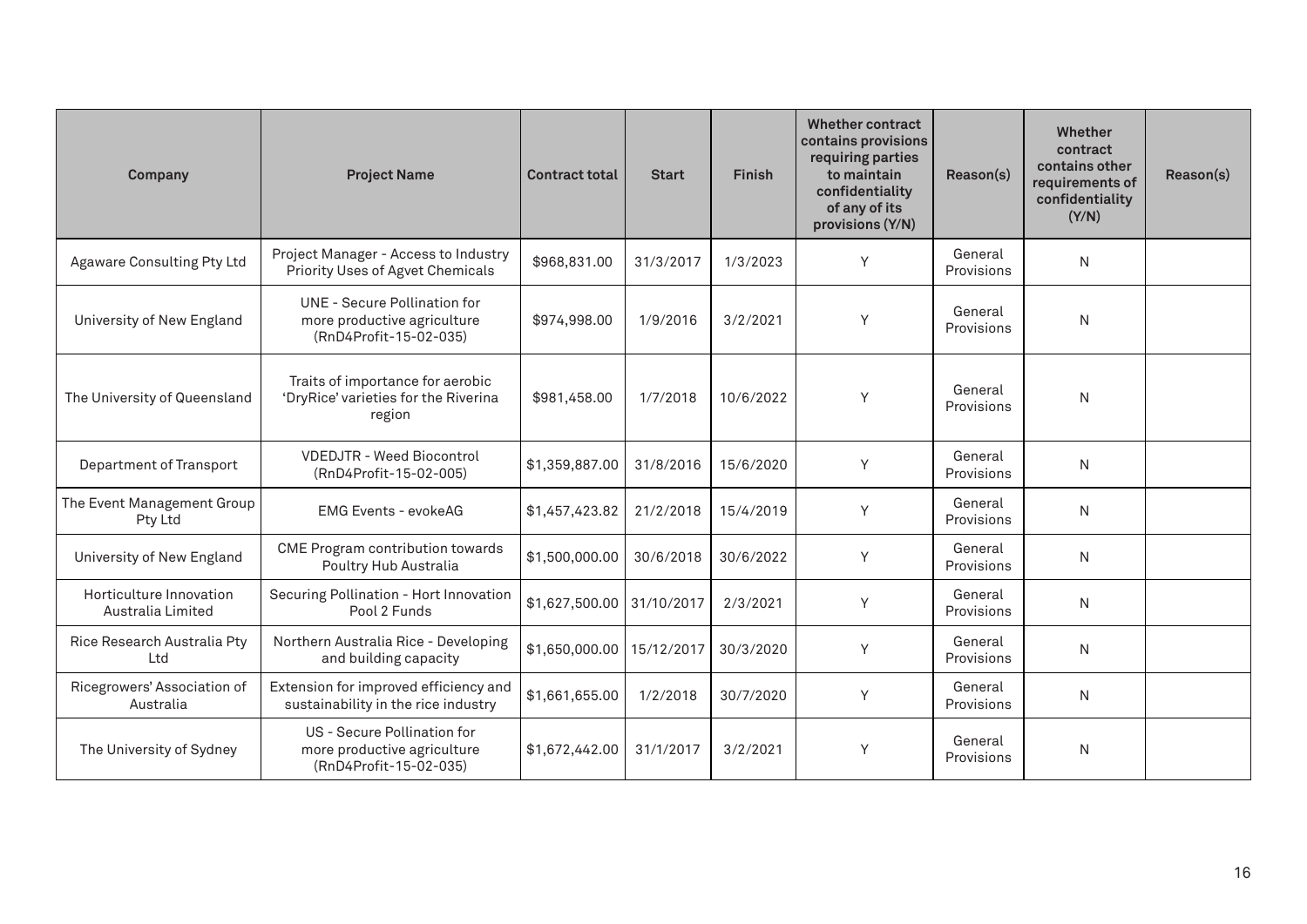| Company | Project Name | Contract total | Start | Finish | Whether contract contains provisions requiring parties to maintain confidentiality of any of its provisions (Y/N) | Reason(s) | Whether contract contains other requirements of confidentiality (Y/N) | Reason(s) |
|---|---|---|---|---|---|---|---|---|
| Agaware Consulting Pty Ltd | Project Manager - Access to Industry Priority Uses of Agvet Chemicals | $968,831.00 | 31/3/2017 | 1/3/2023 | Y | General Provisions | N | |
| University of New England | UNE - Secure Pollination for more productive agriculture (RnD4Profit-15-02-035) | $974,998.00 | 1/9/2016 | 3/2/2021 | Y | General Provisions | N | |
| The University of Queensland | Traits of importance for aerobic 'DryRice' varieties for the Riverina region | $981,458.00 | 1/7/2018 | 10/6/2022 | Y | General Provisions | N | |
| Department of Transport | VDEDJTR - Weed Biocontrol (RnD4Profit-15-02-005) | $1,359,887.00 | 31/8/2016 | 15/6/2020 | Y | General Provisions | N | |
| The Event Management Group Pty Ltd | EMG Events - evokeAG | $1,457,423.82 | 21/2/2018 | 15/4/2019 | Y | General Provisions | N | |
| University of New England | CME Program contribution towards Poultry Hub Australia | $1,500,000.00 | 30/6/2018 | 30/6/2022 | Y | General Provisions | N | |
| Horticulture Innovation Australia Limited | Securing Pollination - Hort Innovation Pool 2 Funds | $1,627,500.00 | 31/10/2017 | 2/3/2021 | Y | General Provisions | N | |
| Rice Research Australia Pty Ltd | Northern Australia Rice - Developing and building capacity | $1,650,000.00 | 15/12/2017 | 30/3/2020 | Y | General Provisions | N | |
| Ricegrowers' Association of Australia | Extension for improved efficiency and sustainability in the rice industry | $1,661,655.00 | 1/2/2018 | 30/7/2020 | Y | General Provisions | N | |
| The University of Sydney | US - Secure Pollination for more productive agriculture (RnD4Profit-15-02-035) | $1,672,442.00 | 31/1/2017 | 3/2/2021 | Y | General Provisions | N | |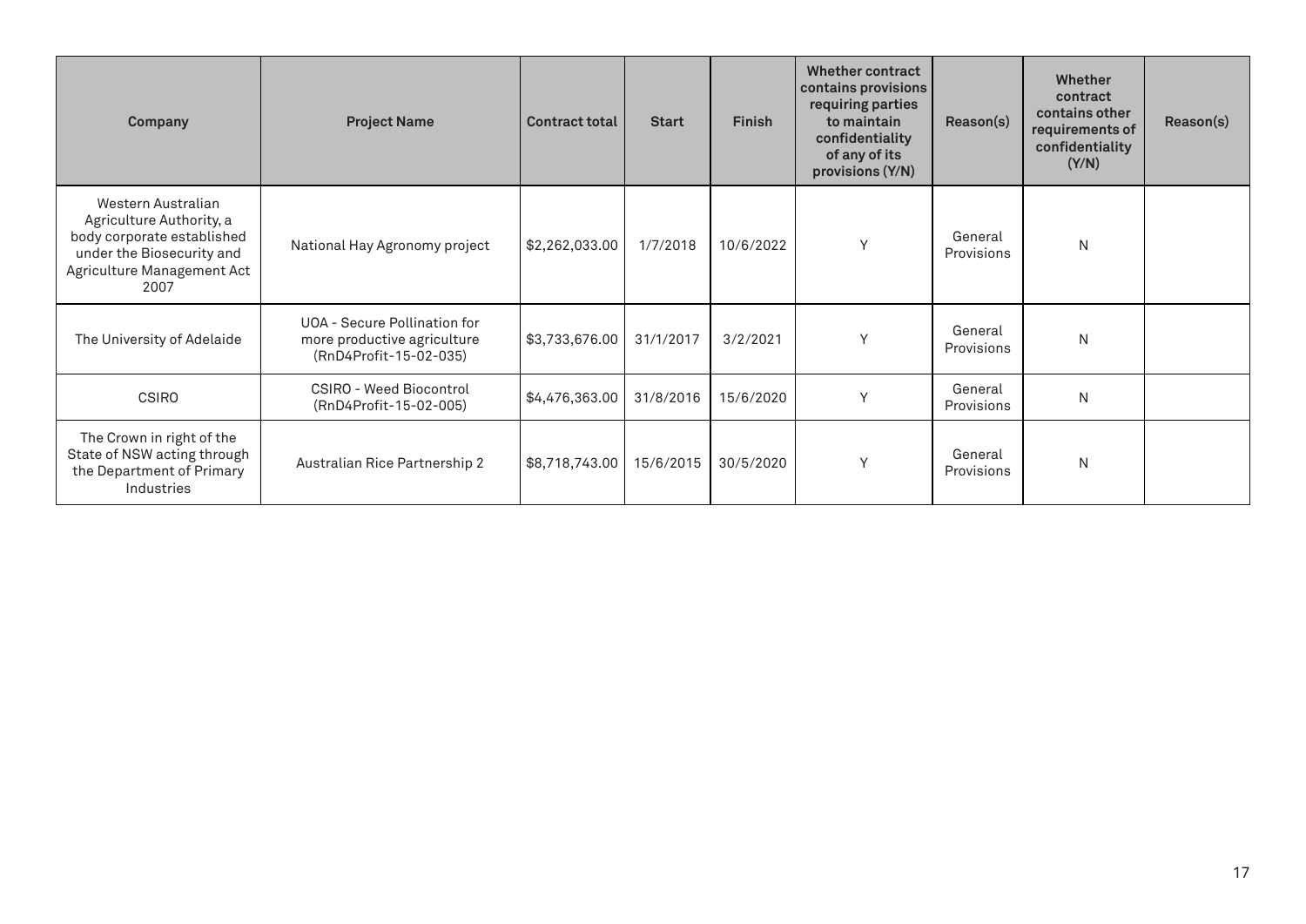| Company | Project Name | Contract total | Start | Finish | Whether contract contains provisions requiring parties to maintain confidentiality of any of its provisions (Y/N) | Reason(s) | Whether contract contains other requirements of confidentiality (Y/N) | Reason(s) |
|---|---|---|---|---|---|---|---|---|
| Western Australian Agriculture Authority, a body corporate established under the Biosecurity and Agriculture Management Act 2007 | National Hay Agronomy project | $2,262,033.00 | 1/7/2018 | 10/6/2022 | Y | General Provisions | N | |
| The University of Adelaide | UOA - Secure Pollination for more productive agriculture (RnD4Profit-15-02-035) | $3,733,676.00 | 31/1/2017 | 3/2/2021 | Y | General Provisions | N | |
| CSIRO | CSIRO - Weed Biocontrol (RnD4Profit-15-02-005) | $4,476,363.00 | 31/8/2016 | 15/6/2020 | Y | General Provisions | N | |
| The Crown in right of the State of NSW acting through the Department of Primary Industries | Australian Rice Partnership 2 | $8,718,743.00 | 15/6/2015 | 30/5/2020 | Y | General Provisions | N | |